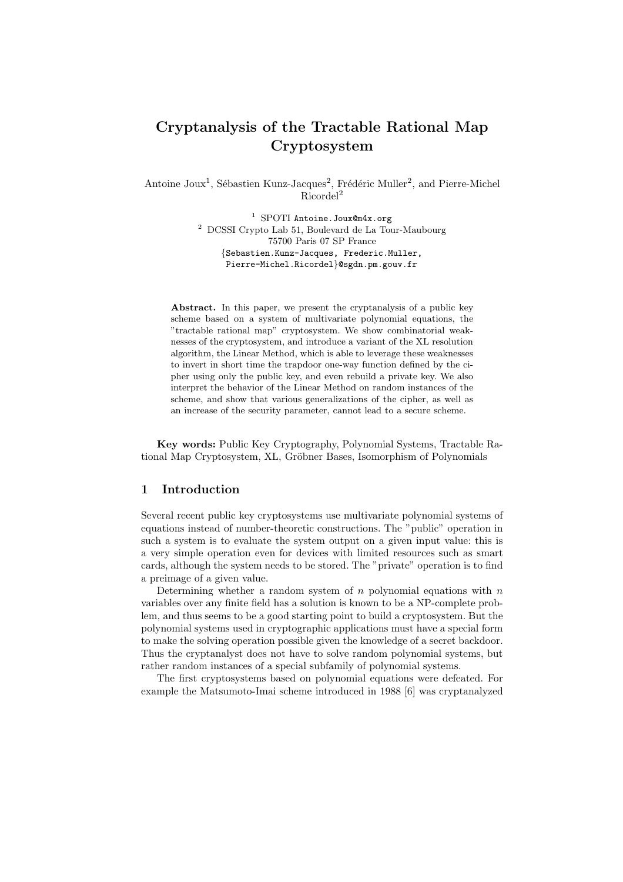# Cryptanalysis of the Tractable Rational Map Cryptosystem

Antoine Joux[1], Sébastien Kunz-Jacques[2], Frédéric Muller[2], and Pierre-Michel Ricordel[2]

[1] SPOTI `Antoine.Joux@m4x.org`

[2] DCSSI Crypto Lab 51, Boulevard de La Tour-Maubourg
75700 Paris 07 SP France
`{Sebastien.Kunz-Jacques, Frederic.Muller, Pierre-Michel.Ricordel}@sgdn.pm.gouv.fr`

**Abstract.** In this paper, we present the cryptanalysis of a public key scheme based on a system of multivariate polynomial equations, the "tractable rational map" cryptosystem. We show combinatorial weaknesses of the cryptosystem, and introduce a variant of the XL resolution algorithm, the Linear Method, which is able to leverage these weaknesses to invert in short time the trapdoor one-way function defined by the cipher using only the public key, and even rebuild a private key. We also interpret the behavior of the Linear Method on random instances of the scheme, and show that various generalizations of the cipher, as well as an increase of the security parameter, cannot lead to a secure scheme.

**Key words:** Public Key Cryptography, Polynomial Systems, Tractable Rational Map Cryptosystem, XL, Gröbner Bases, Isomorphism of Polynomials

## 1 Introduction

Several recent public key cryptosystems use multivariate polynomial systems of equations instead of number-theoretic constructions. The "public" operation in such a system is to evaluate the system output on a given input value: this is a very simple operation even for devices with limited resources such as smart cards, although the system needs to be stored. The "private" operation is to find a preimage of a given value.

Determining whether a random system of $n$ polynomial equations with $n$ variables over any finite field has a solution is known to be a NP-complete problem, and thus seems to be a good starting point to build a cryptosystem. But the polynomial systems used in cryptographic applications must have a special form to make the solving operation possible given the knowledge of a secret backdoor. Thus the cryptanalyst does not have to solve random polynomial systems, but rather random instances of a special subfamily of polynomial systems.

The first cryptosystems based on polynomial equations were defeated. For example the Matsumoto-Imai scheme introduced in 1988 [6] was cryptanalyzed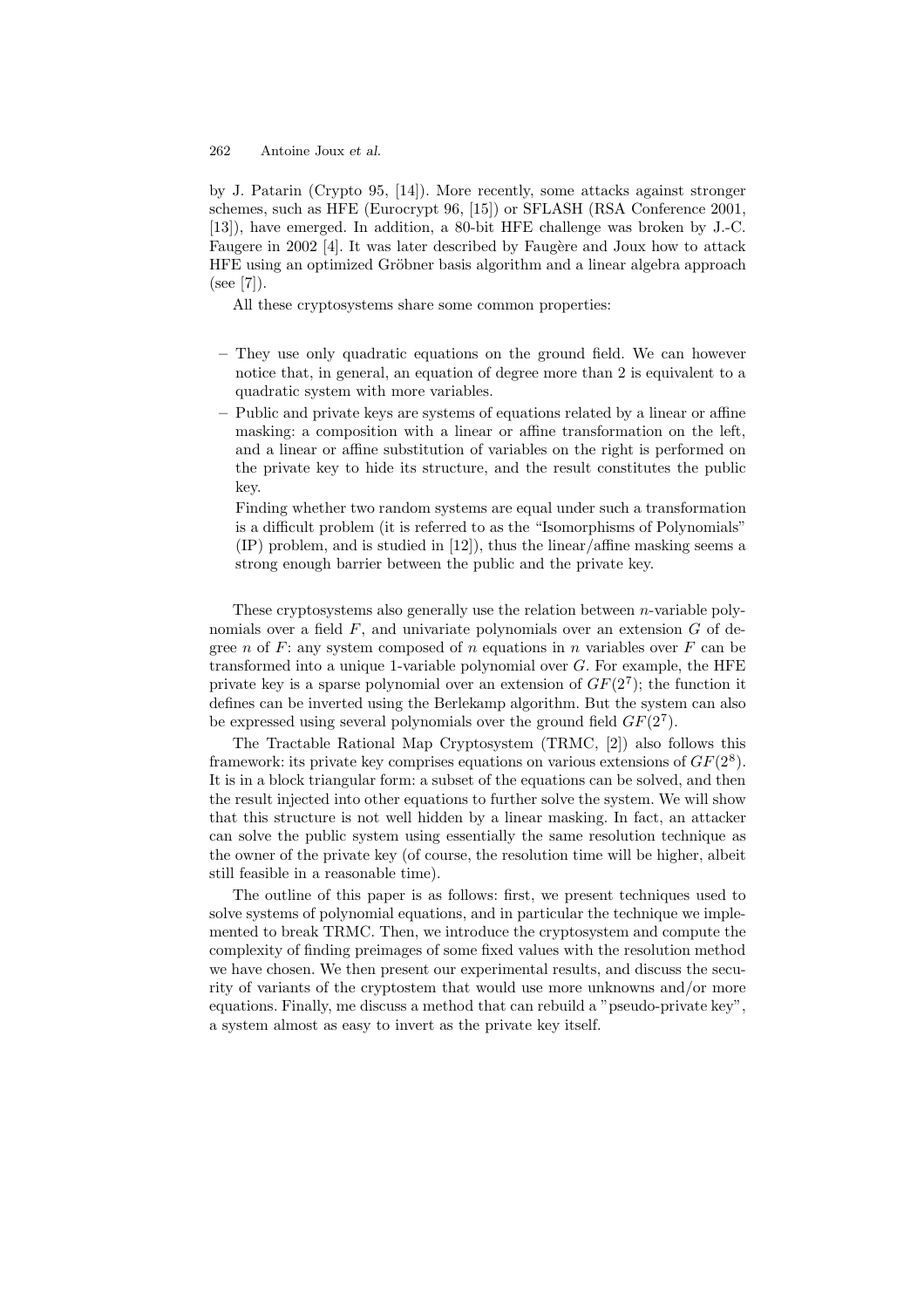by J. Patarin (Crypto 95, [14]). More recently, some attacks against stronger schemes, such as HFE (Eurocrypt 96, [15]) or SFLASH (RSA Conference 2001, [13]), have emerged. In addition, a 80-bit HFE challenge was broken by J.-C. Faugere in 2002 [4]. It was later described by Faugère and Joux how to attack HFE using an optimized Gröbner basis algorithm and a linear algebra approach (see [7]).

All these cryptosystems share some common properties:

– They use only quadratic equations on the ground field. We can however notice that, in general, an equation of degree more than 2 is equivalent to a quadratic system with more variables.
– Public and private keys are systems of equations related by a linear or affine masking: a composition with a linear or affine transformation on the left, and a linear or affine substitution of variables on the right is performed on the private key to hide its structure, and the result constitutes the public key.

  Finding whether two random systems are equal under such a transformation is a difficult problem (it is referred to as the "Isomorphisms of Polynomials" (IP) problem, and is studied in [12]), thus the linear/affine masking seems a strong enough barrier between the public and the private key.

These cryptosystems also generally use the relation between $n$-variable polynomials over a field $F$, and univariate polynomials over an extension $G$ of degree $n$ of $F$: any system composed of $n$ equations in $n$ variables over $F$ can be transformed into a unique 1-variable polynomial over $G$. For example, the HFE private key is a sparse polynomial over an extension of $GF(2^7)$; the function it defines can be inverted using the Berlekamp algorithm. But the system can also be expressed using several polynomials over the ground field $GF(2^7)$.

The Tractable Rational Map Cryptosystem (TRMC, [2]) also follows this framework: its private key comprises equations on various extensions of $GF(2^8)$. It is in a block triangular form: a subset of the equations can be solved, and then the result injected into other equations to further solve the system. We will show that this structure is not well hidden by a linear masking. In fact, an attacker can solve the public system using essentially the same resolution technique as the owner of the private key (of course, the resolution time will be higher, albeit still feasible in a reasonable time).

The outline of this paper is as follows: first, we present techniques used to solve systems of polynomial equations, and in particular the technique we implemented to break TRMC. Then, we introduce the cryptosystem and compute the complexity of finding preimages of some fixed values with the resolution method we have chosen. We then present our experimental results, and discuss the security of variants of the cryptostem that would use more unknowns and/or more equations. Finally, me discuss a method that can rebuild a "pseudo-private key", a system almost as easy to invert as the private key itself.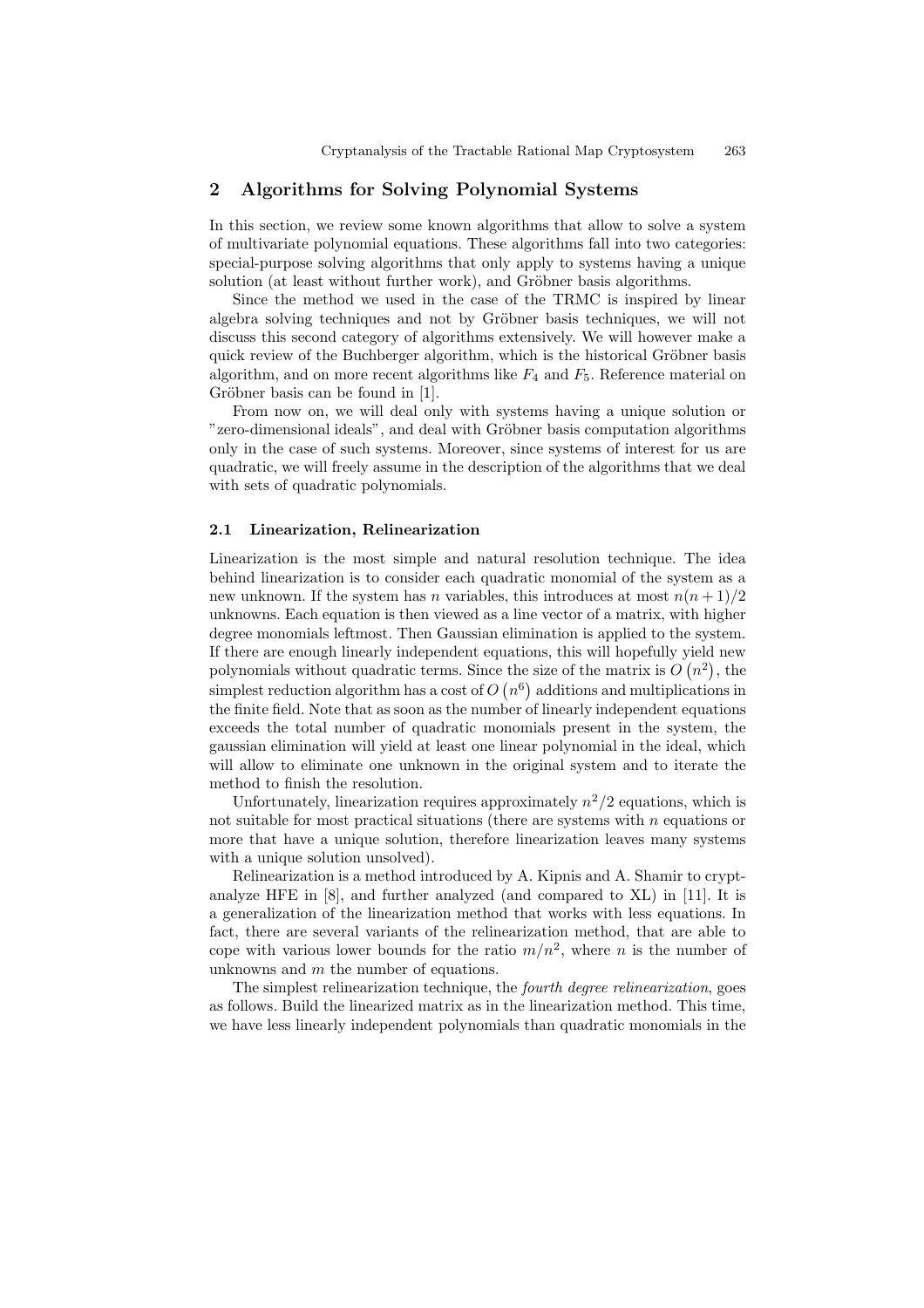## 2 Algorithms for Solving Polynomial Systems

In this section, we review some known algorithms that allow to solve a system of multivariate polynomial equations. These algorithms fall into two categories: special-purpose solving algorithms that only apply to systems having a unique solution (at least without further work), and Gröbner basis algorithms.

Since the method we used in the case of the TRMC is inspired by linear algebra solving techniques and not by Gröbner basis techniques, we will not discuss this second category of algorithms extensively. We will however make a quick review of the Buchberger algorithm, which is the historical Gröbner basis algorithm, and on more recent algorithms like $F_4$ and $F_5$. Reference material on Gröbner basis can be found in [1].

From now on, we will deal only with systems having a unique solution or "zero-dimensional ideals", and deal with Gröbner basis computation algorithms only in the case of such systems. Moreover, since systems of interest for us are quadratic, we will freely assume in the description of the algorithms that we deal with sets of quadratic polynomials.

### 2.1 Linearization, Relinearization

Linearization is the most simple and natural resolution technique. The idea behind linearization is to consider each quadratic monomial of the system as a new unknown. If the system has $n$ variables, this introduces at most $n(n+1)/2$ unknowns. Each equation is then viewed as a line vector of a matrix, with higher degree monomials leftmost. Then Gaussian elimination is applied to the system. If there are enough linearly independent equations, this will hopefully yield new polynomials without quadratic terms. Since the size of the matrix is $O\left(n^2\right)$, the simplest reduction algorithm has a cost of $O\left(n^6\right)$ additions and multiplications in the finite field. Note that as soon as the number of linearly independent equations exceeds the total number of quadratic monomials present in the system, the gaussian elimination will yield at least one linear polynomial in the ideal, which will allow to eliminate one unknown in the original system and to iterate the method to finish the resolution.

Unfortunately, linearization requires approximately $n^2/2$ equations, which is not suitable for most practical situations (there are systems with $n$ equations or more that have a unique solution, therefore linearization leaves many systems with a unique solution unsolved).

Relinearization is a method introduced by A. Kipnis and A. Shamir to cryptanalyze HFE in [8], and further analyzed (and compared to XL) in [11]. It is a generalization of the linearization method that works with less equations. In fact, there are several variants of the relinearization method, that are able to cope with various lower bounds for the ratio $m/n^2$, where $n$ is the number of unknowns and $m$ the number of equations.

The simplest relinearization technique, the *fourth degree relinearization*, goes as follows. Build the linearized matrix as in the linearization method. This time, we have less linearly independent polynomials than quadratic monomials in the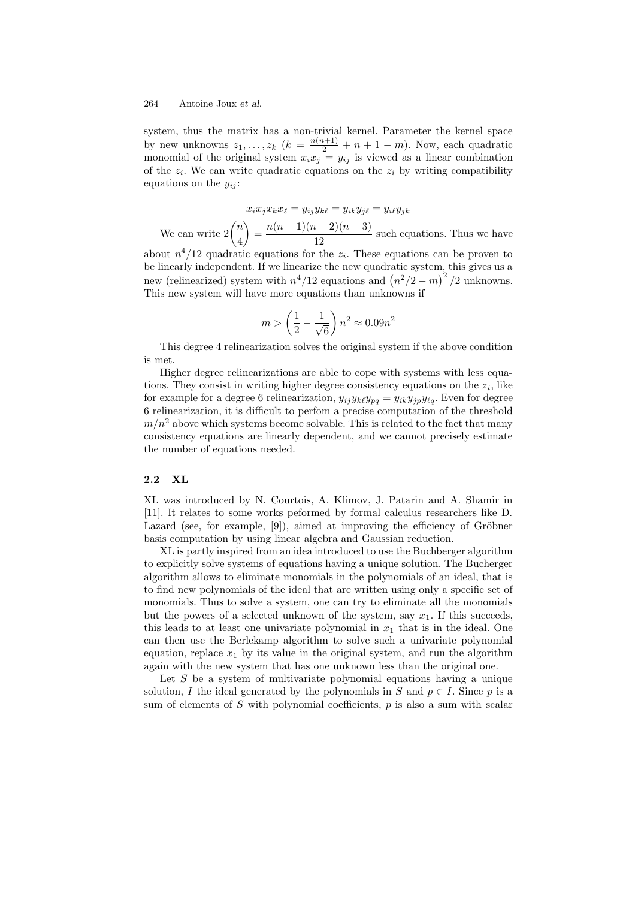system, thus the matrix has a non-trivial kernel. Parameter the kernel space by new unknowns $z_1, \ldots, z_k$ ($k = \frac{n(n+1)}{2} + n + 1 - m$). Now, each quadratic monomial of the original system $x_i x_j = y_{ij}$ is viewed as a linear combination of the $z_i$. We can write quadratic equations on the $z_i$ by writing compatibility equations on the $y_{ij}$:

$$x_i x_j x_k x_\ell = y_{ij} y_{k\ell} = y_{ik} y_{j\ell} = y_{i\ell} y_{jk}$$

We can write $2\binom{n}{4} = \frac{n(n-1)(n-2)(n-3)}{12}$ such equations. Thus we have about $n^4/12$ quadratic equations for the $z_i$. These equations can be proven to be linearly independent. If we linearize the new quadratic system, this gives us a new (relinearized) system with $n^4/12$ equations and $\left(n^2/2 - m\right)^2/2$ unknowns. This new system will have more equations than unknowns if

$$m > \left(\frac{1}{2} - \frac{1}{\sqrt{6}}\right) n^2 \approx 0.09 n^2$$

This degree 4 relinearization solves the original system if the above condition is met.

Higher degree relinearizations are able to cope with systems with less equations. They consist in writing higher degree consistency equations on the $z_i$, like for example for a degree 6 relinearization, $y_{ij} y_{k\ell} y_{pq} = y_{ik} y_{jp} y_{\ell q}$. Even for degree 6 relinearization, it is difficult to perfom a precise computation of the threshold $m/n^2$ above which systems become solvable. This is related to the fact that many consistency equations are linearly dependent, and we cannot precisely estimate the number of equations needed.

### 2.2 XL

XL was introduced by N. Courtois, A. Klimov, J. Patarin and A. Shamir in [11]. It relates to some works peformed by formal calculus researchers like D. Lazard (see, for example, [9]), aimed at improving the efficiency of Gröbner basis computation by using linear algebra and Gaussian reduction.

XL is partly inspired from an idea introduced to use the Buchberger algorithm to explicitly solve systems of equations having a unique solution. The Bucherger algorithm allows to eliminate monomials in the polynomials of an ideal, that is to find new polynomials of the ideal that are written using only a specific set of monomials. Thus to solve a system, one can try to eliminate all the monomials but the powers of a selected unknown of the system, say $x_1$. If this succeeds, this leads to at least one univariate polynomial in $x_1$ that is in the ideal. One can then use the Berlekamp algorithm to solve such a univariate polynomial equation, replace $x_1$ by its value in the original system, and run the algorithm again with the new system that has one unknown less than the original one.

Let $S$ be a system of multivariate polynomial equations having a unique solution, $I$ the ideal generated by the polynomials in $S$ and $p \in I$. Since $p$ is a sum of elements of $S$ with polynomial coefficients, $p$ is also a sum with scalar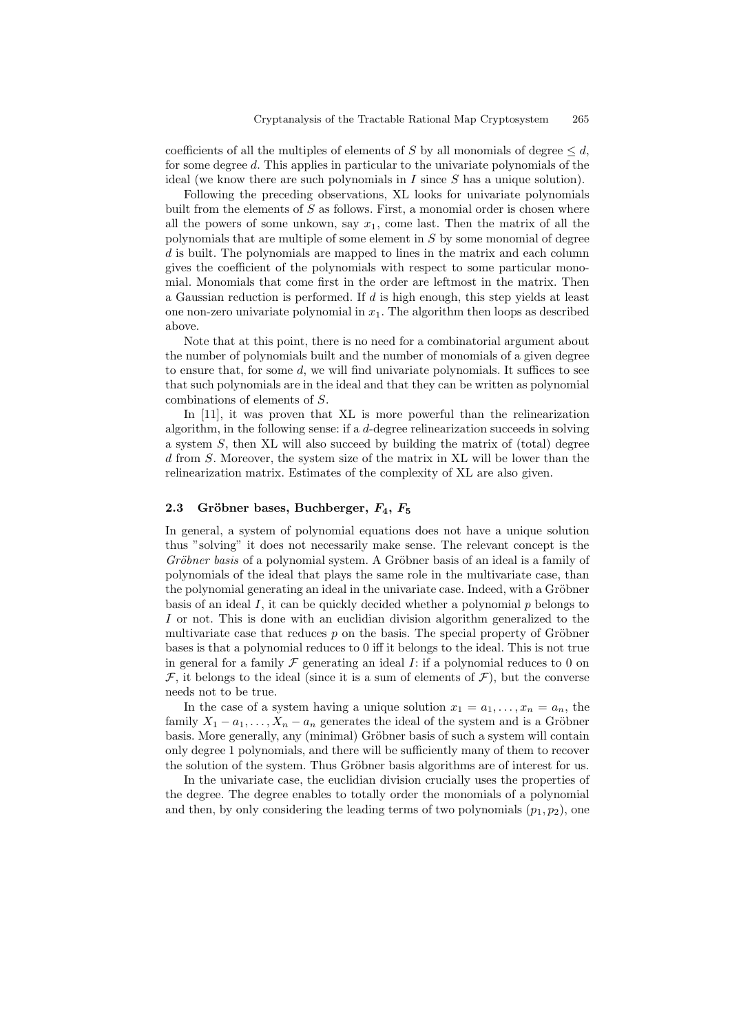coefficients of all the multiples of elements of $S$ by all monomials of degree $\leq d$, for some degree $d$. This applies in particular to the univariate polynomials of the ideal (we know there are such polynomials in $I$ since $S$ has a unique solution).

Following the preceding observations, XL looks for univariate polynomials built from the elements of $S$ as follows. First, a monomial order is chosen where all the powers of some unkown, say $x_1$, come last. Then the matrix of all the polynomials that are multiple of some element in $S$ by some monomial of degree $d$ is built. The polynomials are mapped to lines in the matrix and each column gives the coefficient of the polynomials with respect to some particular monomial. Monomials that come first in the order are leftmost in the matrix. Then a Gaussian reduction is performed. If $d$ is high enough, this step yields at least one non-zero univariate polynomial in $x_1$. The algorithm then loops as described above.

Note that at this point, there is no need for a combinatorial argument about the number of polynomials built and the number of monomials of a given degree to ensure that, for some $d$, we will find univariate polynomials. It suffices to see that such polynomials are in the ideal and that they can be written as polynomial combinations of elements of $S$.

In [11], it was proven that XL is more powerful than the relinearization algorithm, in the following sense: if a $d$-degree relinearization succeeds in solving a system $S$, then XL will also succeed by building the matrix of (total) degree $d$ from $S$. Moreover, the system size of the matrix in XL will be lower than the relinearization matrix. Estimates of the complexity of XL are also given.

### 2.3 Gröbner bases, Buchberger, $F_4$, $F_5$

In general, a system of polynomial equations does not have a unique solution thus "solving" it does not necessarily make sense. The relevant concept is the *Gröbner basis* of a polynomial system. A Gröbner basis of an ideal is a family of polynomials of the ideal that plays the same role in the multivariate case, than the polynomial generating an ideal in the univariate case. Indeed, with a Gröbner basis of an ideal $I$, it can be quickly decided whether a polynomial $p$ belongs to $I$ or not. This is done with an euclidian division algorithm generalized to the multivariate case that reduces $p$ on the basis. The special property of Gröbner bases is that a polynomial reduces to 0 iff it belongs to the ideal. This is not true in general for a family $\mathcal{F}$ generating an ideal $I$: if a polynomial reduces to 0 on $\mathcal{F}$, it belongs to the ideal (since it is a sum of elements of $\mathcal{F}$), but the converse needs not to be true.

In the case of a system having a unique solution $x_1 = a_1, \ldots, x_n = a_n$, the family $X_1 - a_1, \ldots, X_n - a_n$ generates the ideal of the system and is a Gröbner basis. More generally, any (minimal) Gröbner basis of such a system will contain only degree 1 polynomials, and there will be sufficiently many of them to recover the solution of the system. Thus Gröbner basis algorithms are of interest for us.

In the univariate case, the euclidian division crucially uses the properties of the degree. The degree enables to totally order the monomials of a polynomial and then, by only considering the leading terms of two polynomials $(p_1, p_2)$, one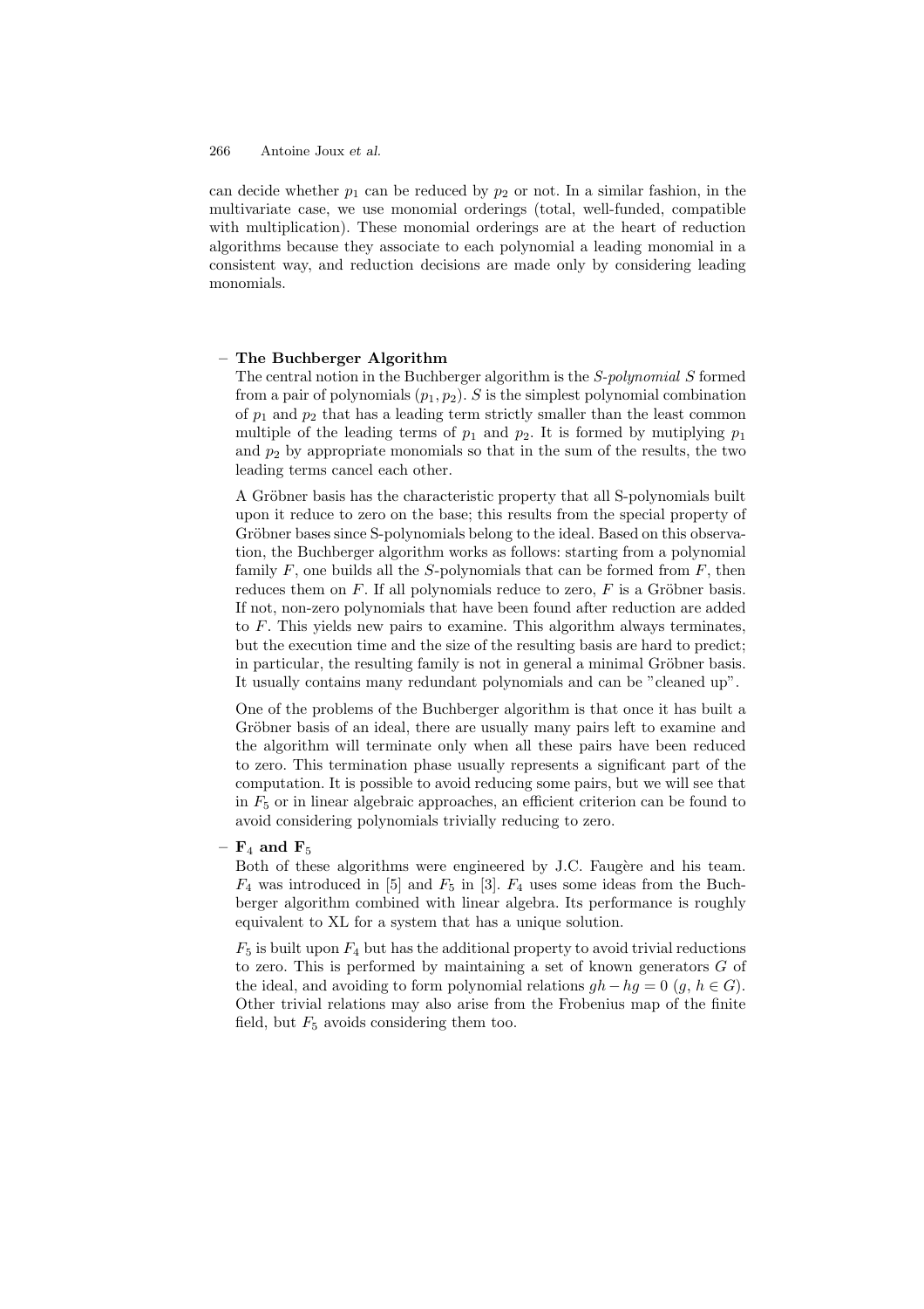can decide whether $p_1$ can be reduced by $p_2$ or not. In a similar fashion, in the multivariate case, we use monomial orderings (total, well-funded, compatible with multiplication). These monomial orderings are at the heart of reduction algorithms because they associate to each polynomial a leading monomial in a consistent way, and reduction decisions are made only by considering leading monomials.

– **The Buchberger Algorithm**

  The central notion in the Buchberger algorithm is the *S-polynomial* $S$ formed from a pair of polynomials $(p_1, p_2)$. $S$ is the simplest polynomial combination of $p_1$ and $p_2$ that has a leading term strictly smaller than the least common multiple of the leading terms of $p_1$ and $p_2$. It is formed by mutiplying $p_1$ and $p_2$ by appropriate monomials so that in the sum of the results, the two leading terms cancel each other.

  A Gröbner basis has the characteristic property that all S-polynomials built upon it reduce to zero on the base; this results from the special property of Gröbner bases since S-polynomials belong to the ideal. Based on this observation, the Buchberger algorithm works as follows: starting from a polynomial family $F$, one builds all the $S$-polynomials that can be formed from $F$, then reduces them on $F$. If all polynomials reduce to zero, $F$ is a Gröbner basis. If not, non-zero polynomials that have been found after reduction are added to $F$. This yields new pairs to examine. This algorithm always terminates, but the execution time and the size of the resulting basis are hard to predict; in particular, the resulting family is not in general a minimal Gröbner basis. It usually contains many redundant polynomials and can be "cleaned up".

  One of the problems of the Buchberger algorithm is that once it has built a Gröbner basis of an ideal, there are usually many pairs left to examine and the algorithm will terminate only when all these pairs have been reduced to zero. This termination phase usually represents a significant part of the computation. It is possible to avoid reducing some pairs, but we will see that in $F_5$ or in linear algebraic approaches, an efficient criterion can be found to avoid considering polynomials trivially reducing to zero.

– **$\mathbf{F}_4$ and $\mathbf{F}_5$**

  Both of these algorithms were engineered by J.C. Faugère and his team. $F_4$ was introduced in [5] and $F_5$ in [3]. $F_4$ uses some ideas from the Buchberger algorithm combined with linear algebra. Its performance is roughly equivalent to XL for a system that has a unique solution.

  $F_5$ is built upon $F_4$ but has the additional property to avoid trivial reductions to zero. This is performed by maintaining a set of known generators $G$ of the ideal, and avoiding to form polynomial relations $gh - hg = 0$ $(g, h \in G)$. Other trivial relations may also arise from the Frobenius map of the finite field, but $F_5$ avoids considering them too.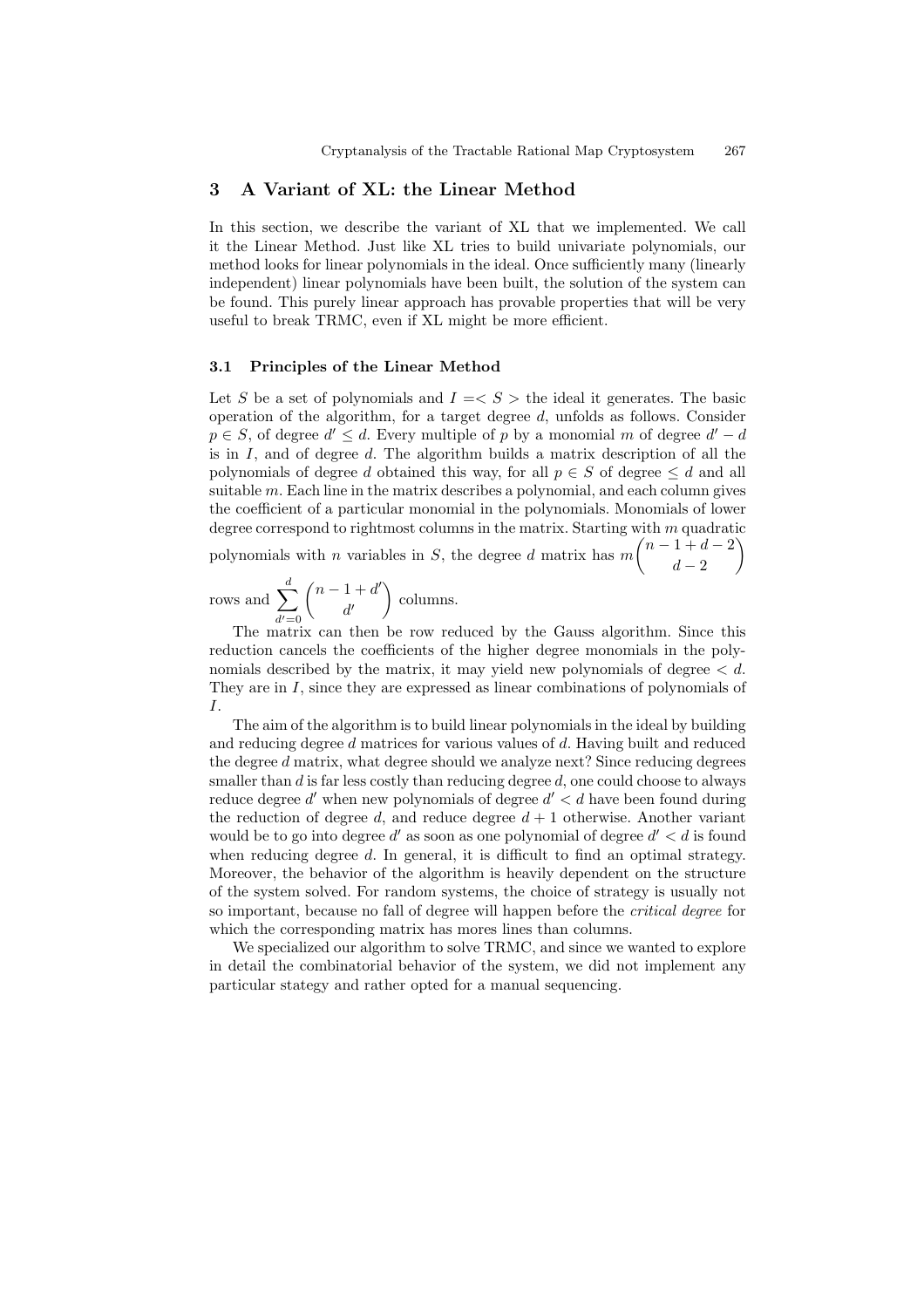## 3 A Variant of XL: the Linear Method

In this section, we describe the variant of XL that we implemented. We call it the Linear Method. Just like XL tries to build univariate polynomials, our method looks for linear polynomials in the ideal. Once sufficiently many (linearly independent) linear polynomials have been built, the solution of the system can be found. This purely linear approach has provable properties that will be very useful to break TRMC, even if XL might be more efficient.

### 3.1 Principles of the Linear Method

Let $S$ be a set of polynomials and $I =< S >$ the ideal it generates. The basic operation of the algorithm, for a target degree $d$, unfolds as follows. Consider $p \in S$, of degree $d' \leq d$. Every multiple of $p$ by a monomial $m$ of degree $d' - d$ is in $I$, and of degree $d$. The algorithm builds a matrix description of all the polynomials of degree $d$ obtained this way, for all $p \in S$ of degree $\leq d$ and all suitable $m$. Each line in the matrix describes a polynomial, and each column gives the coefficient of a particular monomial in the polynomials. Monomials of lower degree correspond to rightmost columns in the matrix. Starting with $m$ quadratic polynomials with $n$ variables in $S$, the degree $d$ matrix has $m\binom{n-1+d-2}{d-2}$ rows and $\sum_{d'=0}^{d}\binom{n-1+d'}{d'}$ columns.

The matrix can then be row reduced by the Gauss algorithm. Since this reduction cancels the coefficients of the higher degree monomials in the polynomials described by the matrix, it may yield new polynomials of degree $< d$. They are in $I$, since they are expressed as linear combinations of polynomials of $I$.

The aim of the algorithm is to build linear polynomials in the ideal by building and reducing degree $d$ matrices for various values of $d$. Having built and reduced the degree $d$ matrix, what degree should we analyze next? Since reducing degrees smaller than $d$ is far less costly than reducing degree $d$, one could choose to always reduce degree $d'$ when new polynomials of degree $d' < d$ have been found during the reduction of degree $d$, and reduce degree $d + 1$ otherwise. Another variant would be to go into degree $d'$ as soon as one polynomial of degree $d' < d$ is found when reducing degree $d$. In general, it is difficult to find an optimal strategy. Moreover, the behavior of the algorithm is heavily dependent on the structure of the system solved. For random systems, the choice of strategy is usually not so important, because no fall of degree will happen before the *critical degree* for which the corresponding matrix has mores lines than columns.

We specialized our algorithm to solve TRMC, and since we wanted to explore in detail the combinatorial behavior of the system, we did not implement any particular stategy and rather opted for a manual sequencing.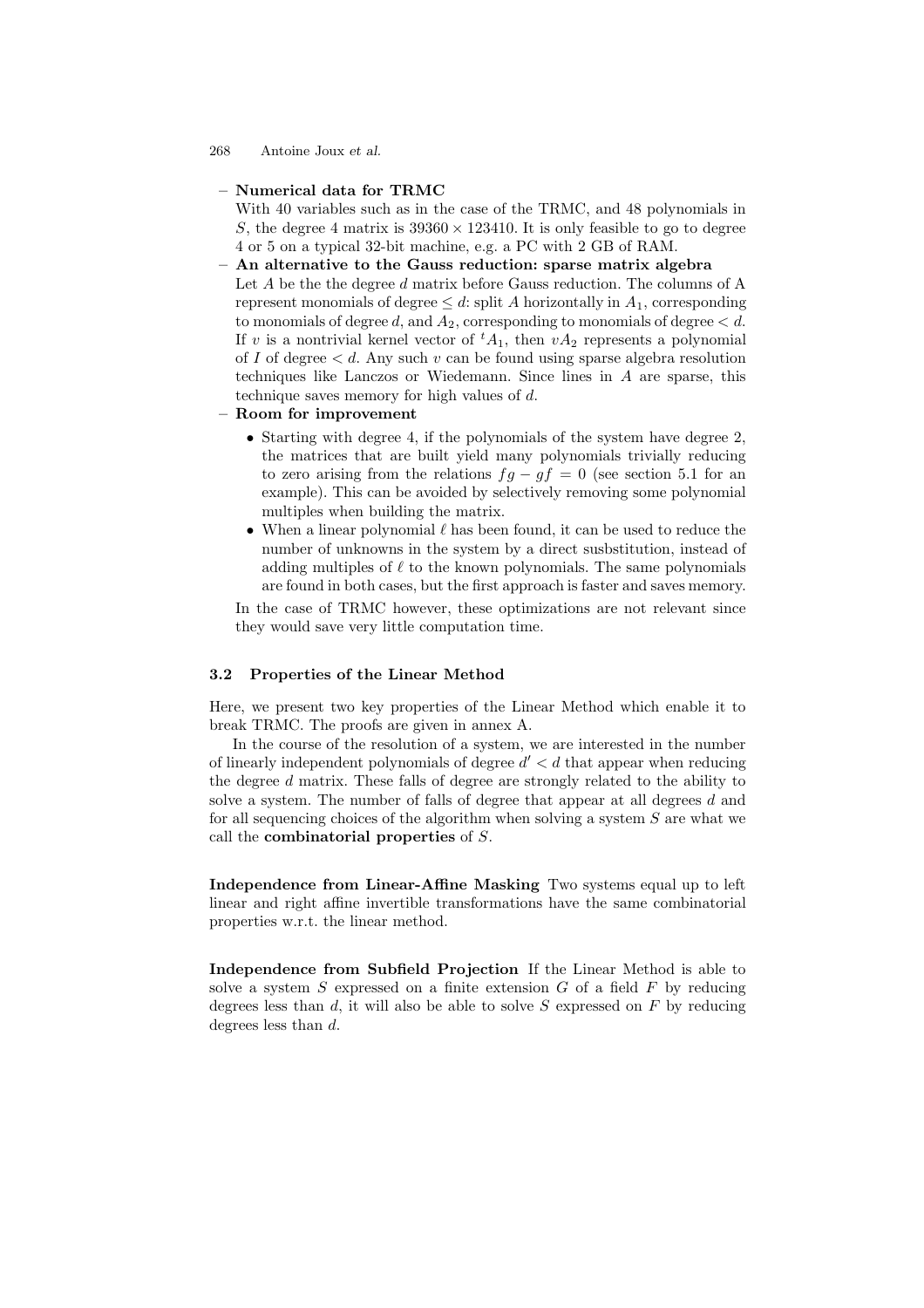- **Numerical data for TRMC**
  With 40 variables such as in the case of the TRMC, and 48 polynomials in $S$, the degree 4 matrix is $39360 \times 123410$. It is only feasible to go to degree 4 or 5 on a typical 32-bit machine, e.g. a PC with 2 GB of RAM.
- **An alternative to the Gauss reduction: sparse matrix algebra**
  Let $A$ be the the degree $d$ matrix before Gauss reduction. The columns of A represent monomials of degree $\leq d$: split $A$ horizontally in $A_1$, corresponding to monomials of degree $d$, and $A_2$, corresponding to monomials of degree $< d$. If $v$ is a nontrivial kernel vector of ${}^tA_1$, then $vA_2$ represents a polynomial of $I$ of degree $< d$. Any such $v$ can be found using sparse algebra resolution techniques like Lanczos or Wiedemann. Since lines in $A$ are sparse, this technique saves memory for high values of $d$.
- **Room for improvement**
  - Starting with degree 4, if the polynomials of the system have degree 2, the matrices that are built yield many polynomials trivially reducing to zero arising from the relations $fg - gf = 0$ (see section 5.1 for an example). This can be avoided by selectively removing some polynomial multiples when building the matrix.
  - When a linear polynomial $\ell$ has been found, it can be used to reduce the number of unknowns in the system by a direct susbstitution, instead of adding multiples of $\ell$ to the known polynomials. The same polynomials are found in both cases, but the first approach is faster and saves memory.

  In the case of TRMC however, these optimizations are not relevant since they would save very little computation time.

### 3.2 Properties of the Linear Method

Here, we present two key properties of the Linear Method which enable it to break TRMC. The proofs are given in annex A.

In the course of the resolution of a system, we are interested in the number of linearly independent polynomials of degree $d' < d$ that appear when reducing the degree $d$ matrix. These falls of degree are strongly related to the ability to solve a system. The number of falls of degree that appear at all degrees $d$ and for all sequencing choices of the algorithm when solving a system $S$ are what we call the **combinatorial properties** of $S$.

**Independence from Linear-Affine Masking** Two systems equal up to left linear and right affine invertible transformations have the same combinatorial properties w.r.t. the linear method.

**Independence from Subfield Projection** If the Linear Method is able to solve a system $S$ expressed on a finite extension $G$ of a field $F$ by reducing degrees less than $d$, it will also be able to solve $S$ expressed on $F$ by reducing degrees less than $d$.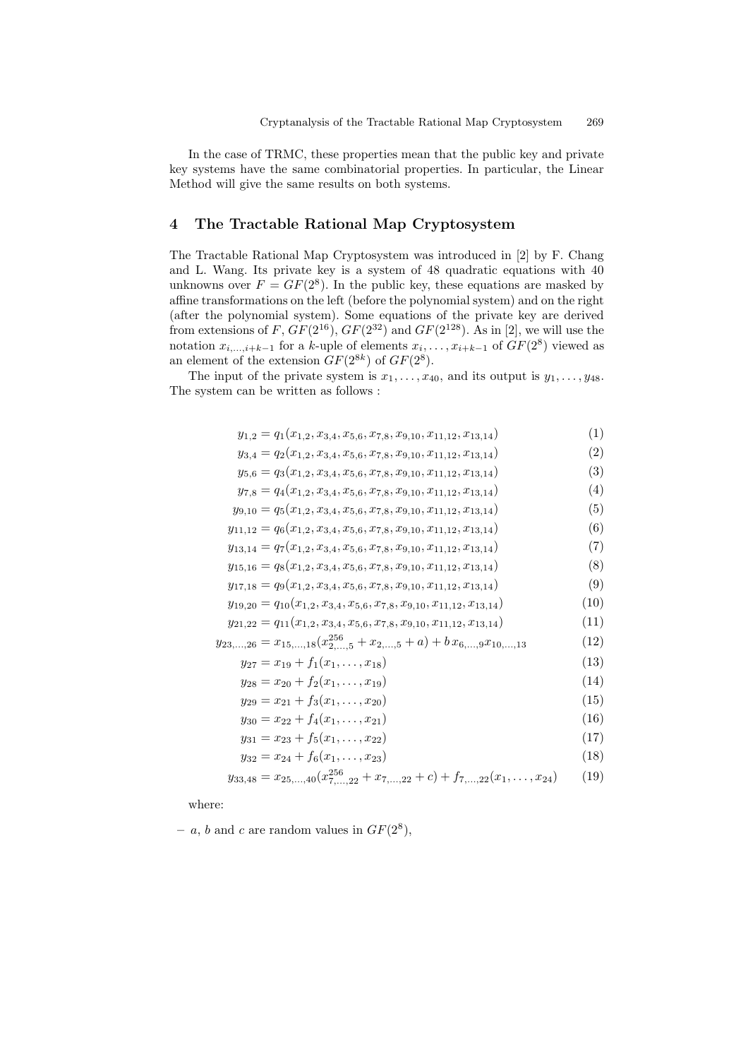In the case of TRMC, these properties mean that the public key and private key systems have the same combinatorial properties. In particular, the Linear Method will give the same results on both systems.

## 4 The Tractable Rational Map Cryptosystem

The Tractable Rational Map Cryptosystem was introduced in [2] by F. Chang and L. Wang. Its private key is a system of 48 quadratic equations with 40 unknowns over $F = GF(2^8)$. In the public key, these equations are masked by affine transformations on the left (before the polynomial system) and on the right (after the polynomial system). Some equations of the private key are derived from extensions of $F$, $GF(2^{16})$, $GF(2^{32})$ and $GF(2^{128})$. As in [2], we will use the notation $x_{i,\ldots,i+k-1}$ for a $k$-uple of elements $x_i, \ldots, x_{i+k-1}$ of $GF(2^8)$ viewed as an element of the extension $GF(2^{8k})$ of $GF(2^8)$.

The input of the private system is $x_1, \ldots, x_{40}$, and its output is $y_1, \ldots, y_{48}$. The system can be written as follows :

$$y_{1,2} = q_1(x_{1,2}, x_{3,4}, x_{5,6}, x_{7,8}, x_{9,10}, x_{11,12}, x_{13,14}) \tag{1}$$
$$y_{3,4} = q_2(x_{1,2}, x_{3,4}, x_{5,6}, x_{7,8}, x_{9,10}, x_{11,12}, x_{13,14}) \tag{2}$$
$$y_{5,6} = q_3(x_{1,2}, x_{3,4}, x_{5,6}, x_{7,8}, x_{9,10}, x_{11,12}, x_{13,14}) \tag{3}$$
$$y_{7,8} = q_4(x_{1,2}, x_{3,4}, x_{5,6}, x_{7,8}, x_{9,10}, x_{11,12}, x_{13,14}) \tag{4}$$
$$y_{9,10} = q_5(x_{1,2}, x_{3,4}, x_{5,6}, x_{7,8}, x_{9,10}, x_{11,12}, x_{13,14}) \tag{5}$$
$$y_{11,12} = q_6(x_{1,2}, x_{3,4}, x_{5,6}, x_{7,8}, x_{9,10}, x_{11,12}, x_{13,14}) \tag{6}$$
$$y_{13,14} = q_7(x_{1,2}, x_{3,4}, x_{5,6}, x_{7,8}, x_{9,10}, x_{11,12}, x_{13,14}) \tag{7}$$
$$y_{15,16} = q_8(x_{1,2}, x_{3,4}, x_{5,6}, x_{7,8}, x_{9,10}, x_{11,12}, x_{13,14}) \tag{8}$$
$$y_{17,18} = q_9(x_{1,2}, x_{3,4}, x_{5,6}, x_{7,8}, x_{9,10}, x_{11,12}, x_{13,14}) \tag{9}$$
$$y_{19,20} = q_{10}(x_{1,2}, x_{3,4}, x_{5,6}, x_{7,8}, x_{9,10}, x_{11,12}, x_{13,14}) \tag{10}$$
$$y_{21,22} = q_{11}(x_{1,2}, x_{3,4}, x_{5,6}, x_{7,8}, x_{9,10}, x_{11,12}, x_{13,14}) \tag{11}$$
$$y_{23,\ldots,26} = x_{15,\ldots,18}(x_{2,\ldots,5}^{256} + x_{2,\ldots,5} + a) + b\, x_{6,\ldots,9} x_{10,\ldots,13} \tag{12}$$
$$y_{27} = x_{19} + f_1(x_1, \ldots, x_{18}) \tag{13}$$
$$y_{28} = x_{20} + f_2(x_1, \ldots, x_{19}) \tag{14}$$
$$y_{29} = x_{21} + f_3(x_1, \ldots, x_{20}) \tag{15}$$
$$y_{30} = x_{22} + f_4(x_1, \ldots, x_{21}) \tag{16}$$
$$y_{31} = x_{23} + f_5(x_1, \ldots, x_{22}) \tag{17}$$
$$y_{32} = x_{24} + f_6(x_1, \ldots, x_{23}) \tag{18}$$
$$y_{33,48} = x_{25,\ldots,40}(x_{7,\ldots,22}^{256} + x_{7,\ldots,22} + c) + f_{7,\ldots,22}(x_1, \ldots, x_{24}) \tag{19}$$

where:

- $a$, $b$ and $c$ are random values in $GF(2^8)$,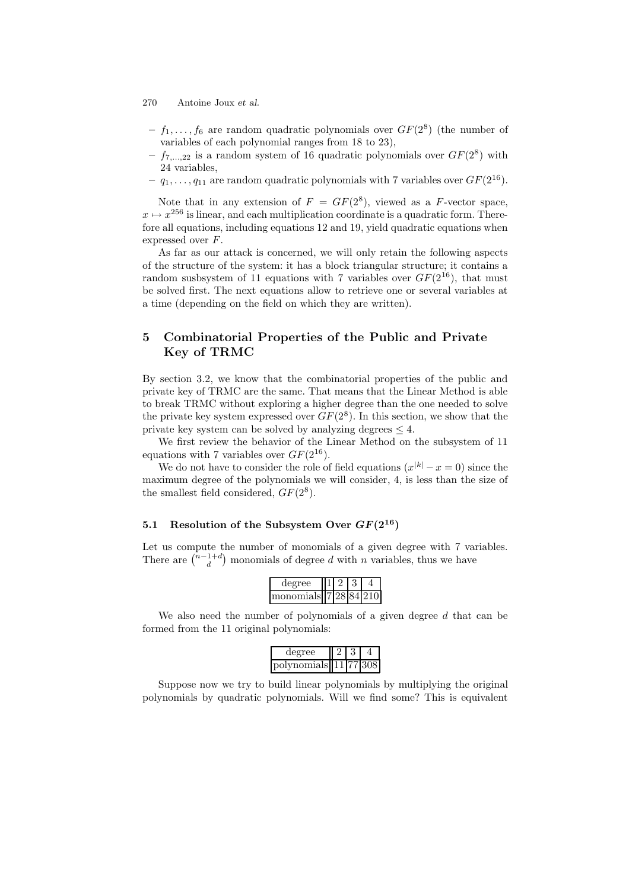- $f_1, \ldots, f_6$ are random quadratic polynomials over $GF(2^8)$ (the number of variables of each polynomial ranges from 18 to 23),
- $f_{7,\ldots,22}$ is a random system of 16 quadratic polynomials over $GF(2^8)$ with 24 variables,
- $q_1, \ldots, q_{11}$ are random quadratic polynomials with 7 variables over $GF(2^{16})$.

Note that in any extension of $F = GF(2^8)$, viewed as a $F$-vector space, $x \mapsto x^{256}$ is linear, and each multiplication coordinate is a quadratic form. Therefore all equations, including equations 12 and 19, yield quadratic equations when expressed over $F$.

As far as our attack is concerned, we will only retain the following aspects of the structure of the system: it has a block triangular structure; it contains a random susbsystem of 11 equations with 7 variables over $GF(2^{16})$, that must be solved first. The next equations allow to retrieve one or several variables at a time (depending on the field on which they are written).

## 5 Combinatorial Properties of the Public and Private Key of TRMC

By section 3.2, we know that the combinatorial properties of the public and private key of TRMC are the same. That means that the Linear Method is able to break TRMC without exploring a higher degree than the one needed to solve the private key system expressed over $GF(2^8)$. In this section, we show that the private key system can be solved by analyzing degrees $\leq 4$.

We first review the behavior of the Linear Method on the subsystem of 11 equations with 7 variables over $GF(2^{16})$.

We do not have to consider the role of field equations $(x^{|k|} - x = 0)$ since the maximum degree of the polynomials we will consider, 4, is less than the size of the smallest field considered, $GF(2^8)$.

### 5.1 Resolution of the Subsystem Over $GF(2^{16})$

Let us compute the number of monomials of a given degree with 7 variables. There are $\binom{n-1+d}{d}$ monomials of degree $d$ with $n$ variables, thus we have

| degree | 1 | 2 | 3 | 4 |
|---|---|---|---|---|
| monomials | 7 | 28 | 84 | 210 |

We also need the number of polynomials of a given degree $d$ that can be formed from the 11 original polynomials:

| degree | 2 | 3 | 4 |
|---|---|---|---|
| polynomials | 11 | 77 | 308 |

Suppose now we try to build linear polynomials by multiplying the original polynomials by quadratic polynomials. Will we find some? This is equivalent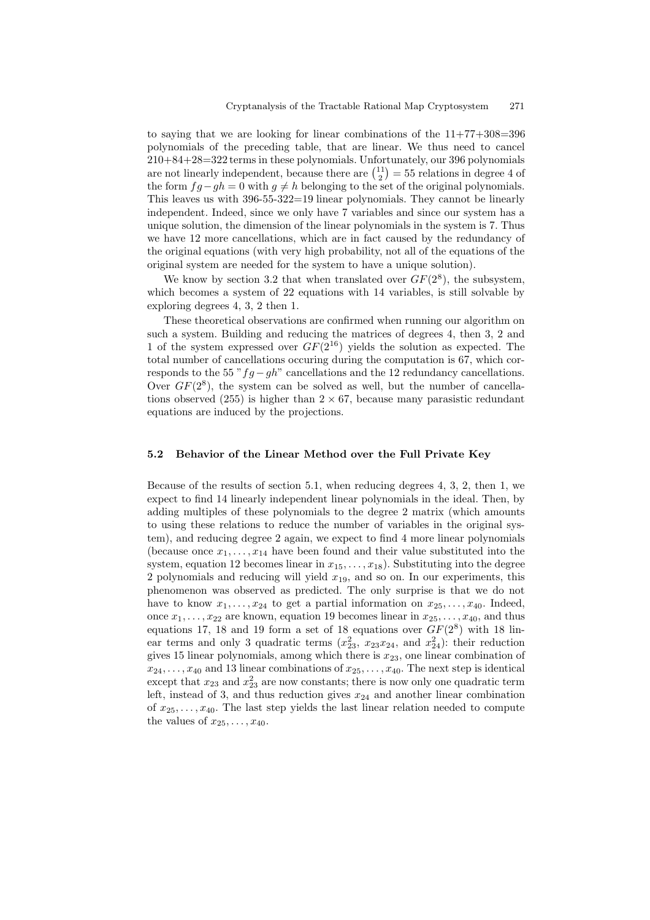to saying that we are looking for linear combinations of the 11+77+308=396 polynomials of the preceding table, that are linear. We thus need to cancel 210+84+28=322 terms in these polynomials. Unfortunately, our 396 polynomials are not linearly independent, because there are $\binom{11}{2} = 55$ relations in degree 4 of the form $fg - gh = 0$ with $g \neq h$ belonging to the set of the original polynomials. This leaves us with 396-55-322=19 linear polynomials. They cannot be linearly independent. Indeed, since we only have 7 variables and since our system has a unique solution, the dimension of the linear polynomials in the system is 7. Thus we have 12 more cancellations, which are in fact caused by the redundancy of the original equations (with very high probability, not all of the equations of the original system are needed for the system to have a unique solution).

We know by section 3.2 that when translated over $GF(2^8)$, the subsystem, which becomes a system of 22 equations with 14 variables, is still solvable by exploring degrees 4, 3, 2 then 1.

These theoretical observations are confirmed when running our algorithm on such a system. Building and reducing the matrices of degrees 4, then 3, 2 and 1 of the system expressed over $GF(2^{16})$ yields the solution as expected. The total number of cancellations occuring during the computation is 67, which corresponds to the 55 "$fg - gh$" cancellations and the 12 redundancy cancellations. Over $GF(2^8)$, the system can be solved as well, but the number of cancellations observed (255) is higher than $2 \times 67$, because many parasistic redundant equations are induced by the projections.

### 5.2 Behavior of the Linear Method over the Full Private Key

Because of the results of section 5.1, when reducing degrees 4, 3, 2, then 1, we expect to find 14 linearly independent linear polynomials in the ideal. Then, by adding multiples of these polynomials to the degree 2 matrix (which amounts to using these relations to reduce the number of variables in the original system), and reducing degree 2 again, we expect to find 4 more linear polynomials (because once $x_1, \ldots, x_{14}$ have been found and their value substituted into the system, equation 12 becomes linear in $x_{15}, \ldots, x_{18}$). Substituting into the degree 2 polynomials and reducing will yield $x_{19}$, and so on. In our experiments, this phenomenon was observed as predicted. The only surprise is that we do not have to know $x_1, \ldots, x_{24}$ to get a partial information on $x_{25}, \ldots, x_{40}$. Indeed, once $x_1, \ldots, x_{22}$ are known, equation 19 becomes linear in $x_{25}, \ldots, x_{40}$, and thus equations 17, 18 and 19 form a set of 18 equations over $GF(2^8)$ with 18 linear terms and only 3 quadratic terms ($x_{23}^2$, $x_{23}x_{24}$, and $x_{24}^2$): their reduction gives 15 linear polynomials, among which there is $x_{23}$, one linear combination of $x_{24}, \ldots, x_{40}$ and 13 linear combinations of $x_{25}, \ldots, x_{40}$. The next step is identical except that $x_{23}$ and $x_{23}^2$ are now constants; there is now only one quadratic term left, instead of 3, and thus reduction gives $x_{24}$ and another linear combination of $x_{25}, \ldots, x_{40}$. The last step yields the last linear relation needed to compute the values of $x_{25}, \ldots, x_{40}$.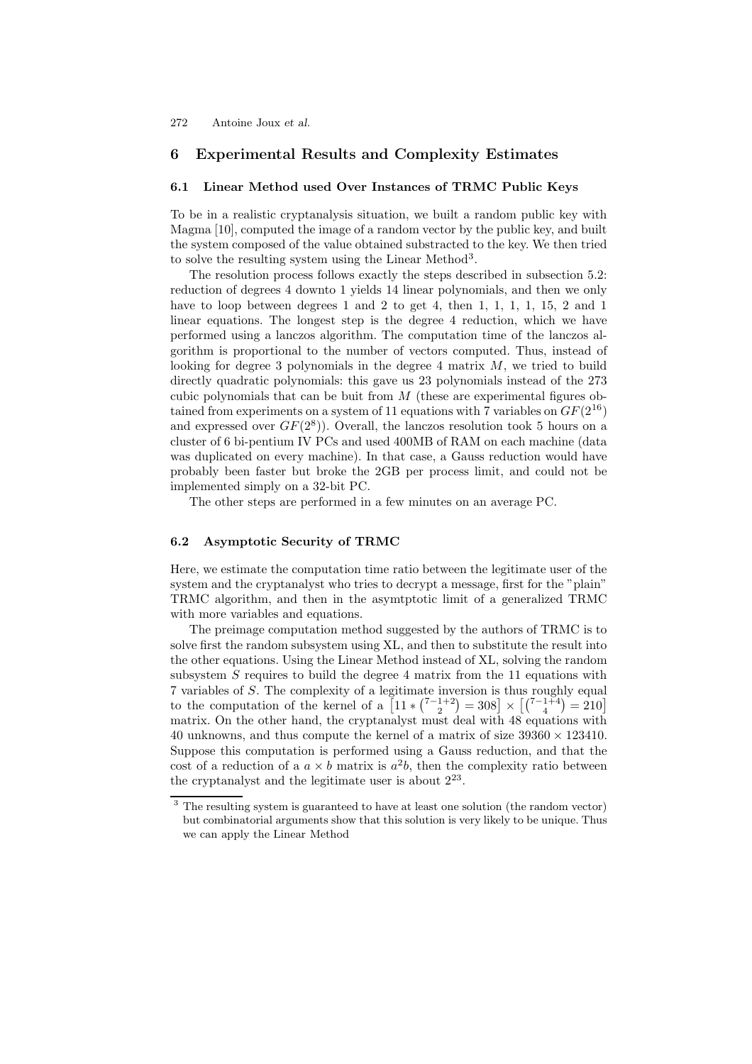## 6 Experimental Results and Complexity Estimates

### 6.1 Linear Method used Over Instances of TRMC Public Keys

To be in a realistic cryptanalysis situation, we built a random public key with Magma [10], computed the image of a random vector by the public key, and built the system composed of the value obtained substracted to the key. We then tried to solve the resulting system using the Linear Method[3].

The resolution process follows exactly the steps described in subsection 5.2: reduction of degrees 4 downto 1 yields 14 linear polynomials, and then we only have to loop between degrees 1 and 2 to get 4, then 1, 1, 1, 1, 15, 2 and 1 linear equations. The longest step is the degree 4 reduction, which we have performed using a lanczos algorithm. The computation time of the lanczos algorithm is proportional to the number of vectors computed. Thus, instead of looking for degree 3 polynomials in the degree 4 matrix $M$, we tried to build directly quadratic polynomials: this gave us 23 polynomials instead of the 273 cubic polynomials that can be buit from $M$ (these are experimental figures obtained from experiments on a system of 11 equations with 7 variables on $GF(2^{16})$ and expressed over $GF(2^8)$). Overall, the lanczos resolution took 5 hours on a cluster of 6 bi-pentium IV PCs and used 400MB of RAM on each machine (data was duplicated on every machine). In that case, a Gauss reduction would have probably been faster but broke the 2GB per process limit, and could not be implemented simply on a 32-bit PC.

The other steps are performed in a few minutes on an average PC.

### 6.2 Asymptotic Security of TRMC

Here, we estimate the computation time ratio between the legitimate user of the system and the cryptanalyst who tries to decrypt a message, first for the "plain" TRMC algorithm, and then in the asymtptotic limit of a generalized TRMC with more variables and equations.

The preimage computation method suggested by the authors of TRMC is to solve first the random subsystem using XL, and then to substitute the result into the other equations. Using the Linear Method instead of XL, solving the random subsystem $S$ requires to build the degree 4 matrix from the 11 equations with 7 variables of $S$. The complexity of a legitimate inversion is thus roughly equal to the computation of the kernel of a $\left[11 * \binom{7-1+2}{2} = 308\right] \times \left[\binom{7-1+4}{4} = 210\right]$ matrix. On the other hand, the cryptanalyst must deal with 48 equations with 40 unknowns, and thus compute the kernel of a matrix of size $39360 \times 123410$. Suppose this computation is performed using a Gauss reduction, and that the cost of a reduction of a $a \times b$ matrix is $a^2 b$, then the complexity ratio between the cryptanalyst and the legitimate user is about $2^{23}$.

---

[3] The resulting system is guaranteed to have at least one solution (the random vector) but combinatorial arguments show that this solution is very likely to be unique. Thus we can apply the Linear Method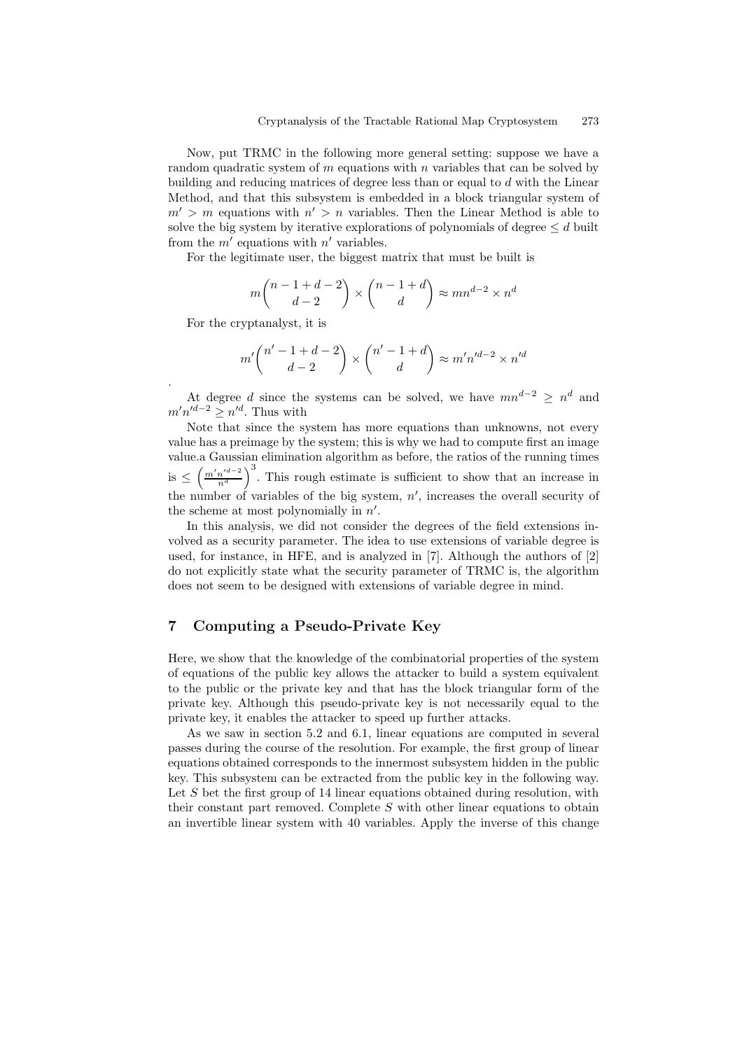Now, put TRMC in the following more general setting: suppose we have a random quadratic system of $m$ equations with $n$ variables that can be solved by building and reducing matrices of degree less than or equal to $d$ with the Linear Method, and that this subsystem is embedded in a block triangular system of $m' > m$ equations with $n' > n$ variables. Then the Linear Method is able to solve the big system by iterative explorations of polynomials of degree $\leq d$ built from the $m'$ equations with $n'$ variables.

For the legitimate user, the biggest matrix that must be built is

$$m\binom{n-1+d-2}{d-2} \times \binom{n-1+d}{d} \approx mn^{d-2} \times n^d$$

For the cryptanalyst, it is

$$m'\binom{n'-1+d-2}{d-2} \times \binom{n'-1+d}{d} \approx m'n'^{d-2} \times n'^d$$

.

At degree $d$ since the systems can be solved, we have $mn^{d-2} \geq n^d$ and $m'n'^{d-2} \geq n'^d$. Thus with

Note that since the system has more equations than unknowns, not every value has a preimage by the system; this is why we had to compute first an image value.a Gaussian elimination algorithm as before, the ratios of the running times is $\leq \left(\frac{m'n'^{d-2}}{n^d}\right)^3$. This rough estimate is sufficient to show that an increase in the number of variables of the big system, $n'$, increases the overall security of the scheme at most polynomially in $n'$.

In this analysis, we did not consider the degrees of the field extensions involved as a security parameter. The idea to use extensions of variable degree is used, for instance, in HFE, and is analyzed in [7]. Although the authors of [2] do not explicitly state what the security parameter of TRMC is, the algorithm does not seem to be designed with extensions of variable degree in mind.

## 7 Computing a Pseudo-Private Key

Here, we show that the knowledge of the combinatorial properties of the system of equations of the public key allows the attacker to build a system equivalent to the public or the private key and that has the block triangular form of the private key. Although this pseudo-private key is not necessarily equal to the private key, it enables the attacker to speed up further attacks.

As we saw in section 5.2 and 6.1, linear equations are computed in several passes during the course of the resolution. For example, the first group of linear equations obtained corresponds to the innermost subsystem hidden in the public key. This subsystem can be extracted from the public key in the following way. Let $S$ bet the first group of 14 linear equations obtained during resolution, with their constant part removed. Complete $S$ with other linear equations to obtain an invertible linear system with 40 variables. Apply the inverse of this change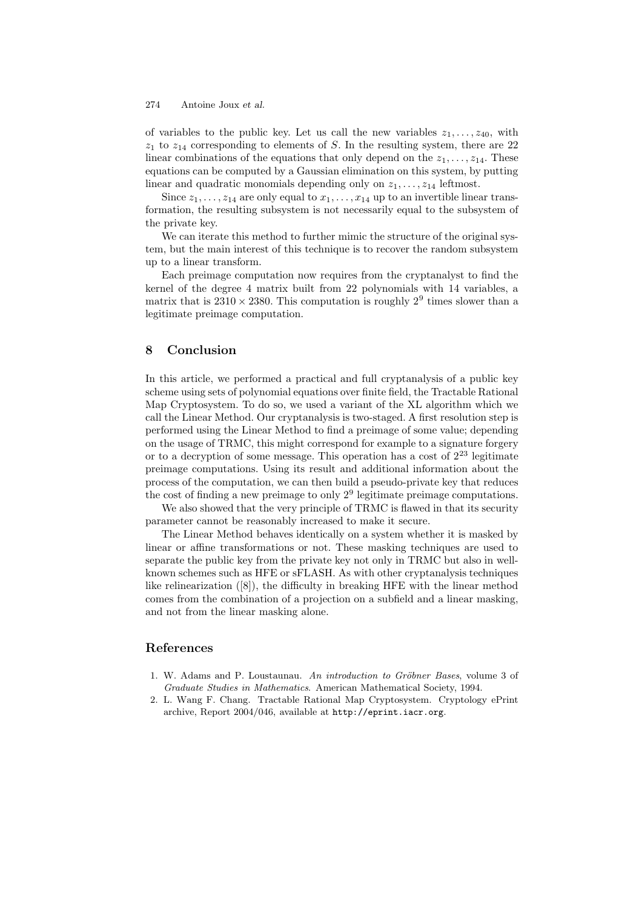of variables to the public key. Let us call the new variables $z_1, \dots, z_{40}$, with $z_1$ to $z_{14}$ corresponding to elements of $S$. In the resulting system, there are 22 linear combinations of the equations that only depend on the $z_1, \dots, z_{14}$. These equations can be computed by a Gaussian elimination on this system, by putting linear and quadratic monomials depending only on $z_1, \dots, z_{14}$ leftmost.

Since $z_1, \dots, z_{14}$ are only equal to $x_1, \dots, x_{14}$ up to an invertible linear transformation, the resulting subsystem is not necessarily equal to the subsystem of the private key.

We can iterate this method to further mimic the structure of the original system, but the main interest of this technique is to recover the random subsystem up to a linear transform.

Each preimage computation now requires from the cryptanalyst to find the kernel of the degree 4 matrix built from 22 polynomials with 14 variables, a matrix that is $2310 \times 2380$. This computation is roughly $2^9$ times slower than a legitimate preimage computation.

## 8 Conclusion

In this article, we performed a practical and full cryptanalysis of a public key scheme using sets of polynomial equations over finite field, the Tractable Rational Map Cryptosystem. To do so, we used a variant of the XL algorithm which we call the Linear Method. Our cryptanalysis is two-staged. A first resolution step is performed using the Linear Method to find a preimage of some value; depending on the usage of TRMC, this might correspond for example to a signature forgery or to a decryption of some message. This operation has a cost of $2^{23}$ legitimate preimage computations. Using its result and additional information about the process of the computation, we can then build a pseudo-private key that reduces the cost of finding a new preimage to only $2^9$ legitimate preimage computations.

We also showed that the very principle of TRMC is flawed in that its security parameter cannot be reasonably increased to make it secure.

The Linear Method behaves identically on a system whether it is masked by linear or affine transformations or not. These masking techniques are used to separate the public key from the private key not only in TRMC but also in well-known schemes such as HFE or sFLASH. As with other cryptanalysis techniques like relinearization ([8]), the difficulty in breaking HFE with the linear method comes from the combination of a projection on a subfield and a linear masking, and not from the linear masking alone.

## References

1. W. Adams and P. Loustaunau. *An introduction to Gröbner Bases*, volume 3 of *Graduate Studies in Mathematics*. American Mathematical Society, 1994.
2. L. Wang F. Chang. Tractable Rational Map Cryptosystem. Cryptology ePrint archive, Report 2004/046, available at `http://eprint.iacr.org`.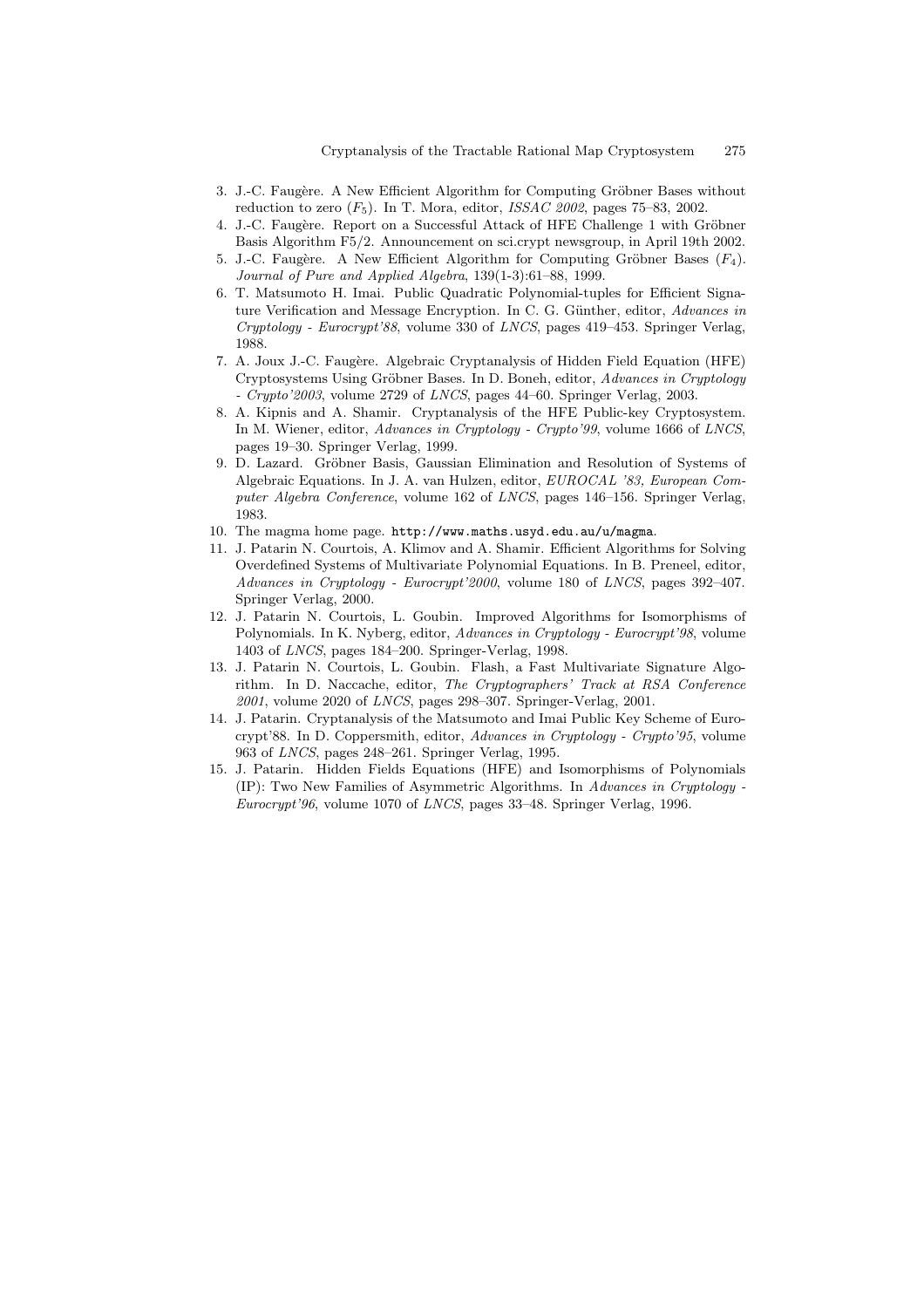3. J.-C. Faugère. A New Efficient Algorithm for Computing Gröbner Bases without reduction to zero ($F_5$). In T. Mora, editor, *ISSAC 2002*, pages 75–83, 2002.
4. J.-C. Faugère. Report on a Successful Attack of HFE Challenge 1 with Gröbner Basis Algorithm F5/2. Announcement on sci.crypt newsgroup, in April 19th 2002.
5. J.-C. Faugère. A New Efficient Algorithm for Computing Gröbner Bases ($F_4$). *Journal of Pure and Applied Algebra*, 139(1-3):61–88, 1999.
6. T. Matsumoto H. Imai. Public Quadratic Polynomial-tuples for Efficient Signature Verification and Message Encryption. In C. G. Günther, editor, *Advances in Cryptology - Eurocrypt'88*, volume 330 of *LNCS*, pages 419–453. Springer Verlag, 1988.
7. A. Joux J.-C. Faugère. Algebraic Cryptanalysis of Hidden Field Equation (HFE) Cryptosystems Using Gröbner Bases. In D. Boneh, editor, *Advances in Cryptology - Crypto'2003*, volume 2729 of *LNCS*, pages 44–60. Springer Verlag, 2003.
8. A. Kipnis and A. Shamir. Cryptanalysis of the HFE Public-key Cryptosystem. In M. Wiener, editor, *Advances in Cryptology - Crypto'99*, volume 1666 of *LNCS*, pages 19–30. Springer Verlag, 1999.
9. D. Lazard. Gröbner Basis, Gaussian Elimination and Resolution of Systems of Algebraic Equations. In J. A. van Hulzen, editor, *EUROCAL '83, European Computer Algebra Conference*, volume 162 of *LNCS*, pages 146–156. Springer Verlag, 1983.
10. The magma home page. `http://www.maths.usyd.edu.au/u/magma`.
11. J. Patarin N. Courtois, A. Klimov and A. Shamir. Efficient Algorithms for Solving Overdefined Systems of Multivariate Polynomial Equations. In B. Preneel, editor, *Advances in Cryptology - Eurocrypt'2000*, volume 180 of *LNCS*, pages 392–407. Springer Verlag, 2000.
12. J. Patarin N. Courtois, L. Goubin. Improved Algorithms for Isomorphisms of Polynomials. In K. Nyberg, editor, *Advances in Cryptology - Eurocrypt'98*, volume 1403 of *LNCS*, pages 184–200. Springer-Verlag, 1998.
13. J. Patarin N. Courtois, L. Goubin. Flash, a Fast Multivariate Signature Algorithm. In D. Naccache, editor, *The Cryptographers' Track at RSA Conference 2001*, volume 2020 of *LNCS*, pages 298–307. Springer-Verlag, 2001.
14. J. Patarin. Cryptanalysis of the Matsumoto and Imai Public Key Scheme of Eurocrypt'88. In D. Coppersmith, editor, *Advances in Cryptology - Crypto'95*, volume 963 of *LNCS*, pages 248–261. Springer Verlag, 1995.
15. J. Patarin. Hidden Fields Equations (HFE) and Isomorphisms of Polynomials (IP): Two New Families of Asymmetric Algorithms. In *Advances in Cryptology - Eurocrypt'96*, volume 1070 of *LNCS*, pages 33–48. Springer Verlag, 1996.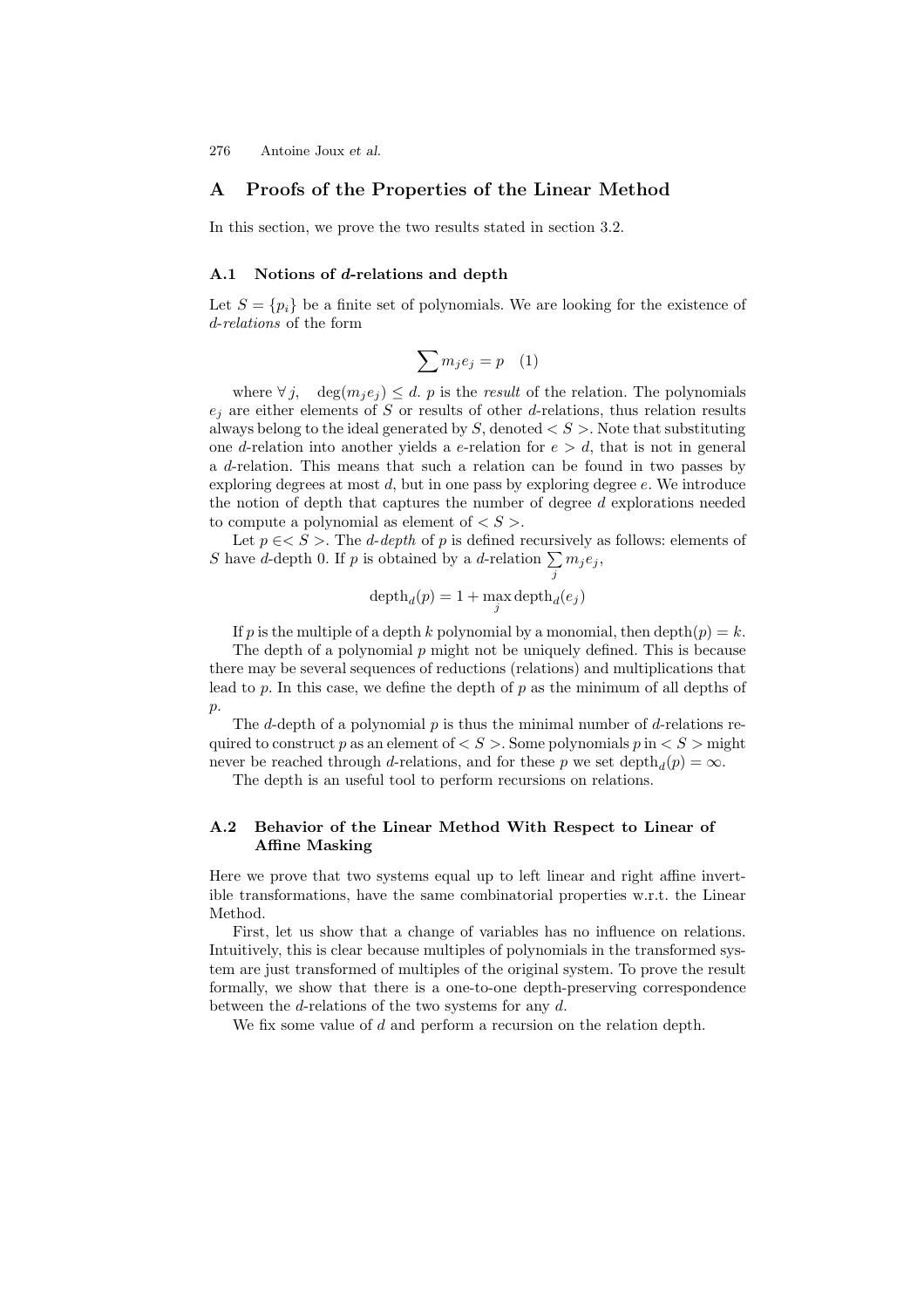## A Proofs of the Properties of the Linear Method

In this section, we prove the two results stated in section 3.2.

### A.1 Notions of *d*-relations and depth

Let $S = \{p_i\}$ be a finite set of polynomials. We are looking for the existence of *d-relations* of the form

$$\sum m_j e_j = p \quad (1)$$

where $\forall\, j, \quad \deg(m_j e_j) \leq d$. $p$ is the *result* of the relation. The polynomials $e_j$ are either elements of $S$ or results of other $d$-relations, thus relation results always belong to the ideal generated by $S$, denoted $< S >$. Note that substituting one $d$-relation into another yields a $e$-relation for $e > d$, that is not in general a $d$-relation. This means that such a relation can be found in two passes by exploring degrees at most $d$, but in one pass by exploring degree $e$. We introduce the notion of depth that captures the number of degree $d$ explorations needed to compute a polynomial as element of $< S >$.

Let $p \in < S >$. The *d-depth* of $p$ is defined recursively as follows: elements of $S$ have $d$-depth 0. If $p$ is obtained by a $d$-relation $\sum_j m_j e_j$,

$$\text{depth}_d(p) = 1 + \max_j \text{depth}_d(e_j)$$

If $p$ is the multiple of a depth $k$ polynomial by a monomial, then $\text{depth}(p) = k$.

The depth of a polynomial $p$ might not be uniquely defined. This is because there may be several sequences of reductions (relations) and multiplications that lead to $p$. In this case, we define the depth of $p$ as the minimum of all depths of $p$.

The $d$-depth of a polynomial $p$ is thus the minimal number of $d$-relations required to construct $p$ as an element of $< S >$. Some polynomials $p$ in $< S >$ might never be reached through $d$-relations, and for these $p$ we set $\text{depth}_d(p) = \infty$.

The depth is an useful tool to perform recursions on relations.

### A.2 Behavior of the Linear Method With Respect to Linear of Affine Masking

Here we prove that two systems equal up to left linear and right affine invertible transformations, have the same combinatorial properties w.r.t. the Linear Method.

First, let us show that a change of variables has no influence on relations. Intuitively, this is clear because multiples of polynomials in the transformed system are just transformed of multiples of the original system. To prove the result formally, we show that there is a one-to-one depth-preserving correspondence between the $d$-relations of the two systems for any $d$.

We fix some value of $d$ and perform a recursion on the relation depth.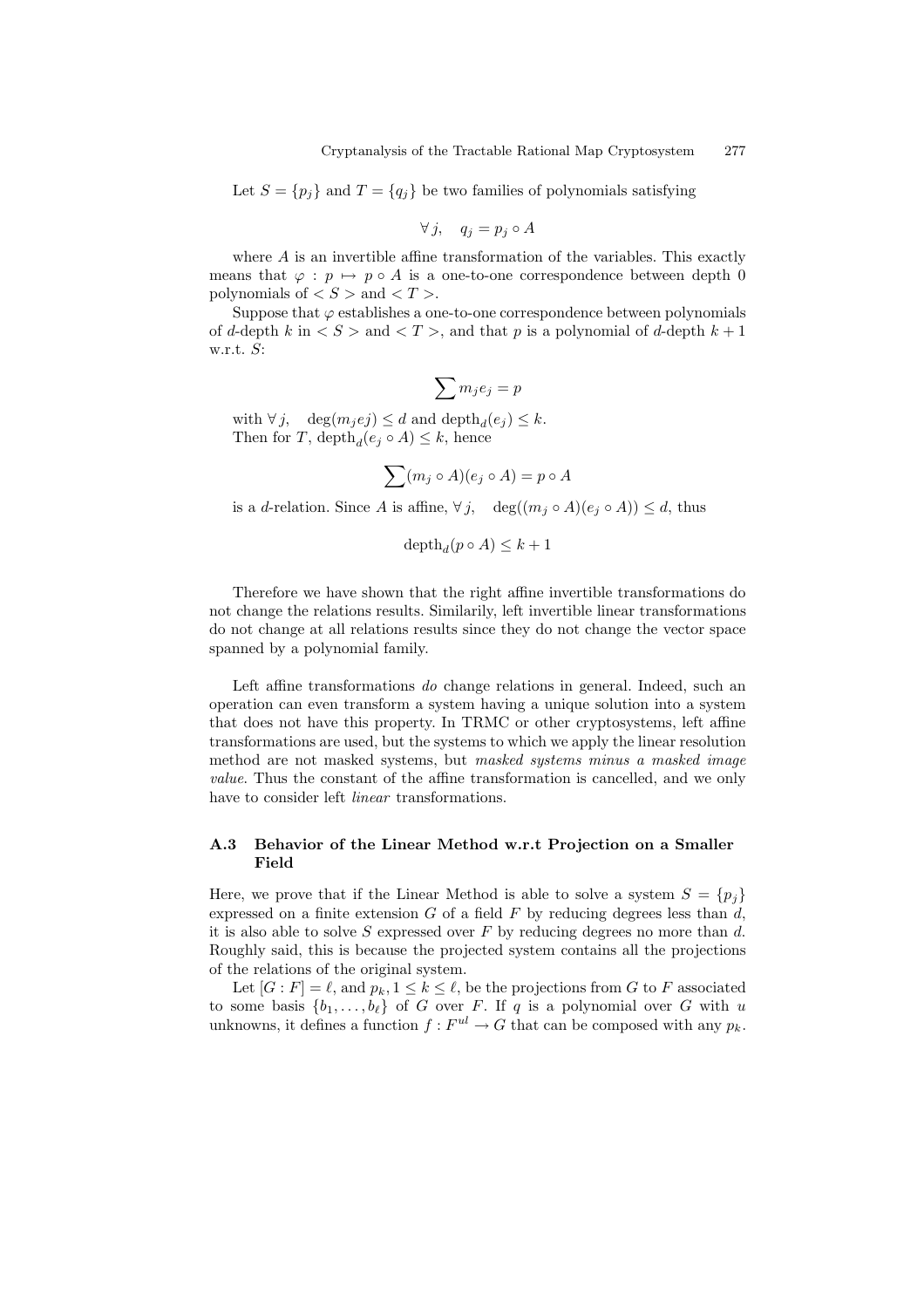Let $S = \{p_j\}$ and $T = \{q_j\}$ be two families of polynomials satisfying

$$\forall\, j, \quad q_j = p_j \circ A$$

where $A$ is an invertible affine transformation of the variables. This exactly means that $\varphi : p \mapsto p \circ A$ is a one-to-one correspondence between depth 0 polynomials of $< S >$ and $< T >$.

Suppose that $\varphi$ establishes a one-to-one correspondence between polynomials of $d$-depth $k$ in $< S >$ and $< T >$, and that $p$ is a polynomial of $d$-depth $k+1$ w.r.t. $S$:

$$\sum m_j e_j = p$$

with $\forall\, j, \quad \deg(m_j ej) \leq d$ and $\text{depth}_d(e_j) \leq k$.
Then for $T$, $\text{depth}_d(e_j \circ A) \leq k$, hence

$$\sum (m_j \circ A)(e_j \circ A) = p \circ A$$

is a $d$-relation. Since $A$ is affine, $\forall\, j, \quad \deg((m_j \circ A)(e_j \circ A)) \leq d$, thus

$$\text{depth}_d(p \circ A) \leq k+1$$

Therefore we have shown that the right affine invertible transformations do not change the relations results. Similarily, left invertible linear transformations do not change at all relations results since they do not change the vector space spanned by a polynomial family.

Left affine transformations *do* change relations in general. Indeed, such an operation can even transform a system having a unique solution into a system that does not have this property. In TRMC or other cryptosystems, left affine transformations are used, but the systems to which we apply the linear resolution method are not masked systems, but *masked systems minus a masked image value*. Thus the constant of the affine transformation is cancelled, and we only have to consider left *linear* transformations.

### A.3 Behavior of the Linear Method w.r.t Projection on a Smaller Field

Here, we prove that if the Linear Method is able to solve a system $S = \{p_j\}$ expressed on a finite extension $G$ of a field $F$ by reducing degrees less than $d$, it is also able to solve $S$ expressed over $F$ by reducing degrees no more than $d$. Roughly said, this is because the projected system contains all the projections of the relations of the original system.

Let $[G : F] = \ell$, and $p_k, 1 \leq k \leq \ell$, be the projections from $G$ to $F$ associated to some basis $\{b_1, \ldots, b_\ell\}$ of $G$ over $F$. If $q$ is a polynomial over $G$ with $u$ unknowns, it defines a function $f : F^{ul} \to G$ that can be composed with any $p_k$.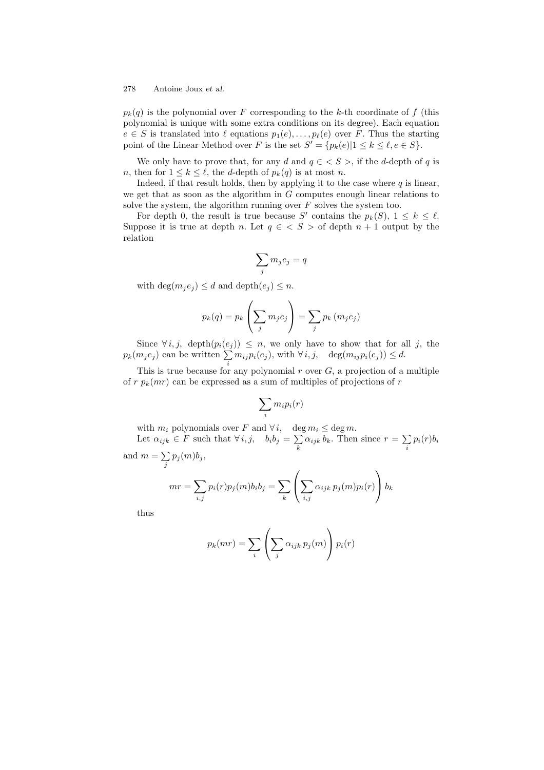$p_k(q)$ is the polynomial over $F$ corresponding to the $k$-th coordinate of $f$ (this polynomial is unique with some extra conditions on its degree). Each equation $e \in S$ is translated into $\ell$ equations $p_1(e), \ldots, p_\ell(e)$ over $F$. Thus the starting point of the Linear Method over $F$ is the set $S' = \{p_k(e) | 1 \leq k \leq \ell, e \in S\}$.

We only have to prove that, for any $d$ and $q \in < S >$, if the $d$-depth of $q$ is $n$, then for $1 \leq k \leq \ell$, the $d$-depth of $p_k(q)$ is at most $n$.

Indeed, if that result holds, then by applying it to the case where $q$ is linear, we get that as soon as the algorithm in $G$ computes enough linear relations to solve the system, the algorithm running over $F$ solves the system too.

For depth 0, the result is true because $S'$ contains the $p_k(S)$, $1 \leq k \leq \ell$. Suppose it is true at depth $n$. Let $q \in < S >$ of depth $n+1$ output by the relation

$$\sum_j m_j e_j = q$$

with $\deg(m_j e_j) \leq d$ and $\text{depth}(e_j) \leq n$.

$$p_k(q) = p_k\left(\sum_j m_j e_j\right) = \sum_j p_k\left(m_j e_j\right)$$

Since $\forall\, i, j,\ \text{depth}(p_i(e_j)) \leq n$, we only have to show that for all $j$, the $p_k(m_j e_j)$ can be written $\sum_i m_{ij} p_i(e_j)$, with $\forall\, i, j, \quad \deg(m_{ij} p_i(e_j)) \leq d$.

This is true because for any polynomial $r$ over $G$, a projection of a multiple of $r$ $p_k(mr)$ can be expressed as a sum of multiples of projections of $r$

$$\sum_i m_i p_i(r)$$

with $m_i$ polynomials over $F$ and $\forall\, i, \quad \deg m_i \leq \deg m$.

Let $\alpha_{ijk} \in F$ such that $\forall\, i, j, \quad b_i b_j = \sum_k \alpha_{ijk}\, b_k$. Then since $r = \sum_i p_i(r) b_i$ and $m = \sum_j p_j(m) b_j$,

$$mr = \sum_{i,j} p_i(r) p_j(m) b_i b_j = \sum_k \left(\sum_{i,j} \alpha_{ijk}\, p_j(m) p_i(r)\right) b_k$$

thus

$$p_k(mr) = \sum_i \left(\sum_j \alpha_{ijk}\, p_j(m)\right) p_i(r)$$